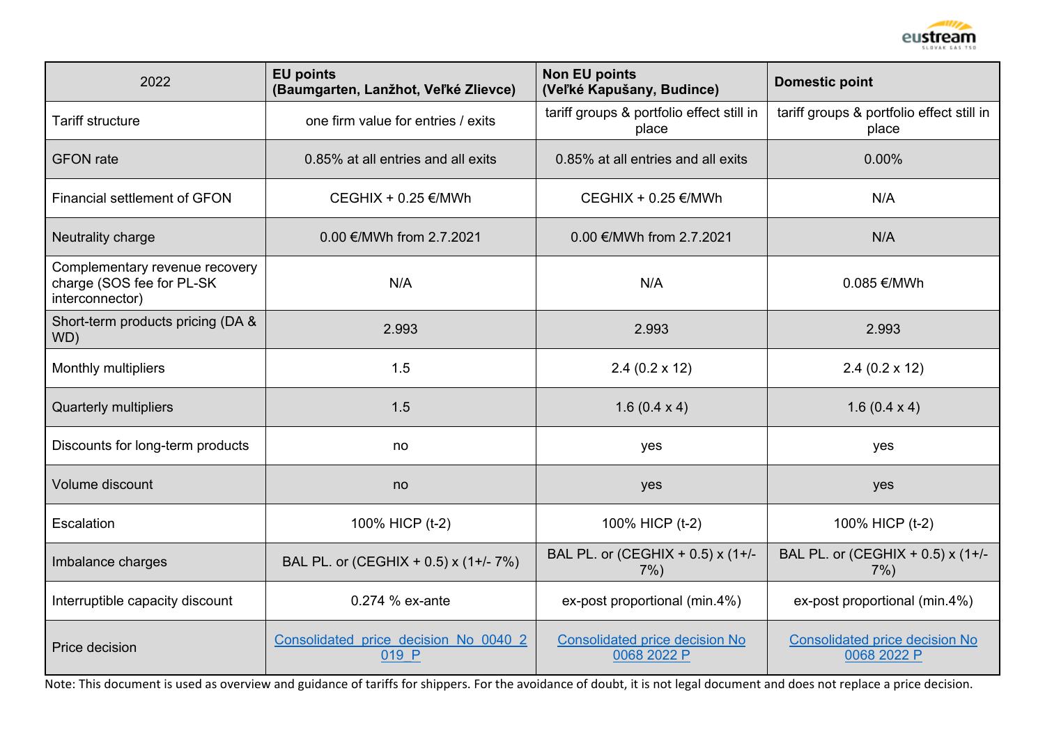| 2022 | **EU points (Baumgarten, Lanžhot, Veľké Zlievce)** | **Non EU points (Veľké Kapušany, Budince)** | **Domestic point** |
|---|---|---|---|
| Tariff structure | one firm value for entries / exits | tariff groups & portfolio effect still in place | tariff groups & portfolio effect still in place |
| GFON rate | 0.85% at all entries and all exits | 0.85% at all entries and all exits | 0.00% |
| Financial settlement of GFON | CEGHIX + 0.25 €/MWh | CEGHIX + 0.25 €/MWh | N/A |
| Neutrality charge | 0.00 €/MWh from 2.7.2021 | 0.00 €/MWh from 2.7.2021 | N/A |
| Complementary revenue recovery charge (SOS fee for PL-SK interconnector) | N/A | N/A | 0.085 €/MWh |
| Short-term products pricing (DA & WD) | 2.993 | 2.993 | 2.993 |
| Monthly multipliers | 1.5 | 2.4 (0.2 x 12) | 2.4 (0.2 x 12) |
| Quarterly multipliers | 1.5 | 1.6 (0.4 x 4) | 1.6 (0.4 x 4) |
| Discounts for long-term products | no | yes | yes |
| Volume discount | no | yes | yes |
| Escalation | 100% HICP (t-2) | 100% HICP (t-2) | 100% HICP (t-2) |
| Imbalance charges | BAL PL. or (CEGHIX + 0.5) x (1+/- 7%) | BAL PL. or (CEGHIX + 0.5) x (1+/- 7%) | BAL PL. or (CEGHIX + 0.5) x (1+/- 7%) |
| Interruptible capacity discount | 0.274 % ex-ante | ex-post proportional (min.4%) | ex-post proportional (min.4%) |
| Price decision | Consolidated_price_decision_No_0040_2019_P | Consolidated price decision No 0068 2022 P | Consolidated price decision No 0068 2022 P |

Note: This document is used as overview and guidance of tariffs for shippers. For the avoidance of doubt, it is not legal document and does not replace a price decision.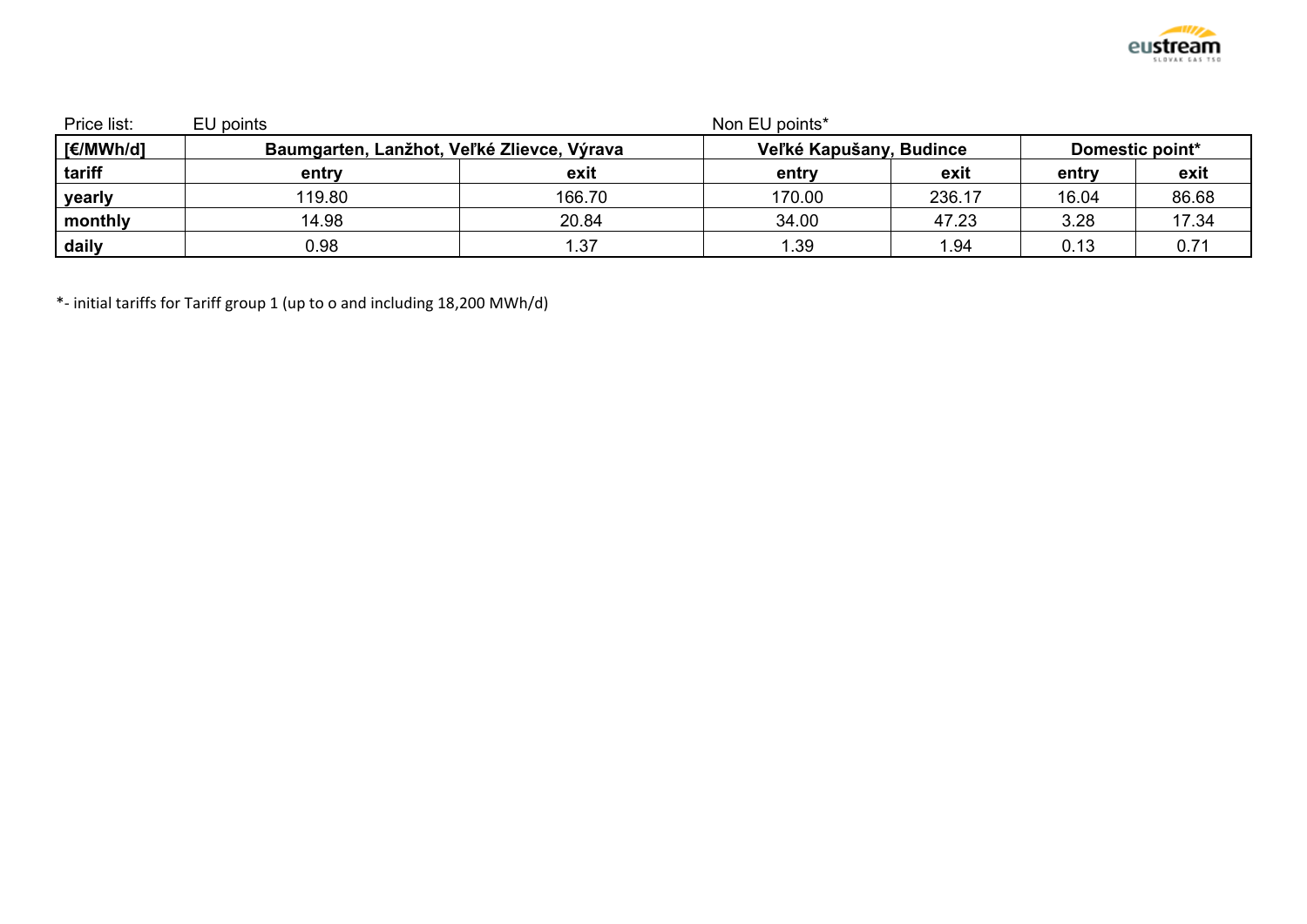| Price list: | EU points | | Non EU points* | | | |
| --- | --- | --- | --- | --- | --- | --- |
| **[€/MWh/d]** | **Baumgarten, Lanžhot, Veľké Zlievce, Výrava** | | **Veľké Kapušany, Budince** | | **Domestic point*** | |
| **tariff** | **entry** | **exit** | **entry** | **exit** | **entry** | **exit** |
| **yearly** | 119.80 | 166.70 | 170.00 | 236.17 | 16.04 | 86.68 |
| **monthly** | 14.98 | 20.84 | 34.00 | 47.23 | 3.28 | 17.34 |
| **daily** | 0.98 | 1.37 | 1.39 | 1.94 | 0.13 | 0.71 |

*- initial tariffs for Tariff group 1 (up to o and including 18,200 MWh/d)